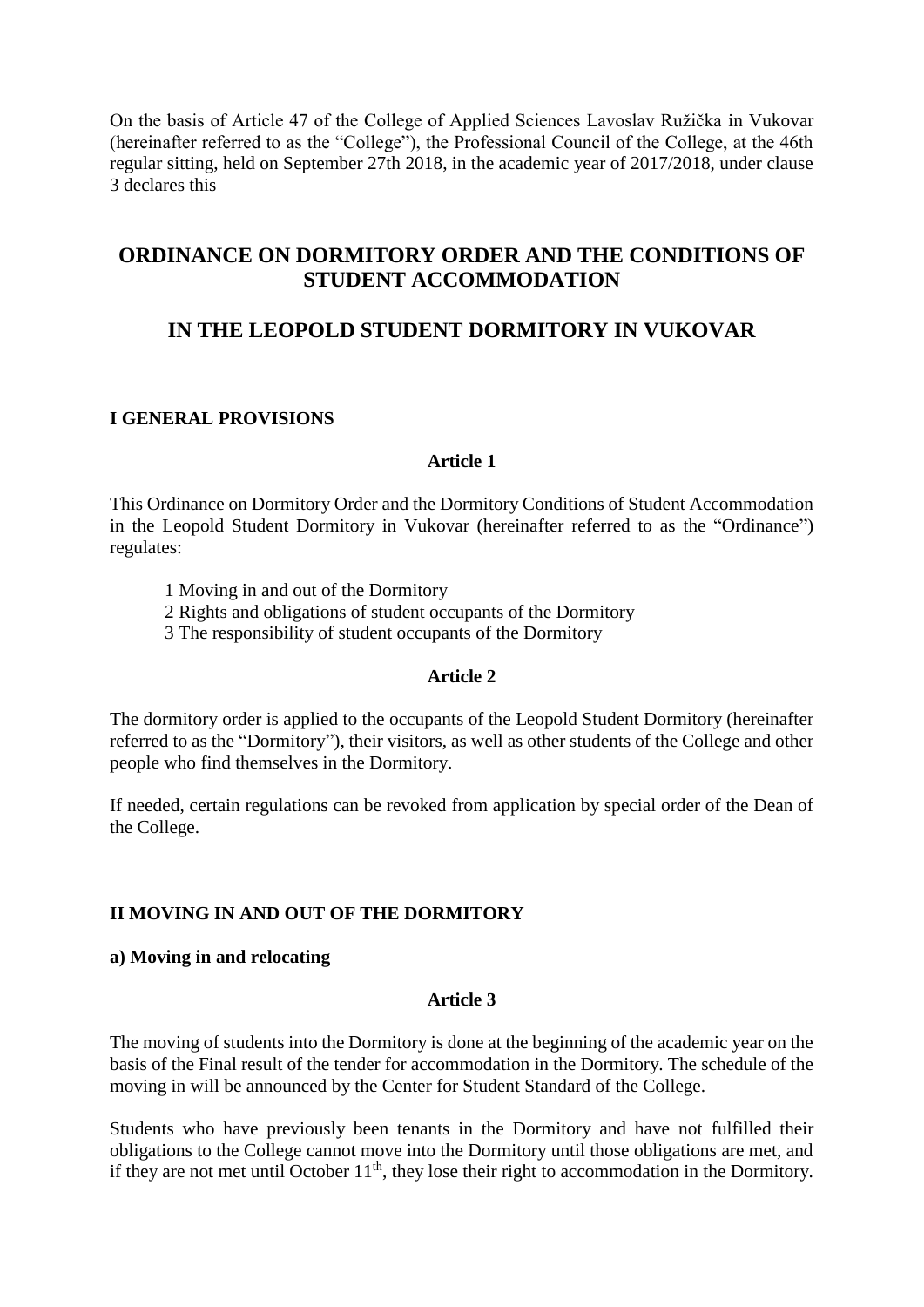On the basis of Article 47 of the College of Applied Sciences Lavoslav Ružička in Vukovar (hereinafter referred to as the "College"), the Professional Council of the College, at the 46th regular sitting, held on September 27th 2018, in the academic year of 2017/2018, under clause 3 declares this

# ORDINANCE ON DORMITORY ORDER AND THE CONDITIONS OF STUDENT ACCOMMODATION

# IN THE LEOPOLD STUDENT DORMITORY IN VUKOVAR

## I GENERAL PROVISIONS

### Article 1

This Ordinance on Dormitory Order and the Dormitory Conditions of Student Accommodation in the Leopold Student Dormitory in Vukovar (hereinafter referred to as the "Ordinance") regulates:

1 Moving in and out of the Dormitory
2 Rights and obligations of student occupants of the Dormitory
3 The responsibility of student occupants of the Dormitory

### Article 2

The dormitory order is applied to the occupants of the Leopold Student Dormitory (hereinafter referred to as the "Dormitory"), their visitors, as well as other students of the College and other people who find themselves in the Dormitory.

If needed, certain regulations can be revoked from application by special order of the Dean of the College.

## II MOVING IN AND OUT OF THE DORMITORY

### a) Moving in and relocating

### Article 3

The moving of students into the Dormitory is done at the beginning of the academic year on the basis of the Final result of the tender for accommodation in the Dormitory. The schedule of the moving in will be announced by the Center for Student Standard of the College.

Students who have previously been tenants in the Dormitory and have not fulfilled their obligations to the College cannot move into the Dormitory until those obligations are met, and if they are not met until October 11th, they lose their right to accommodation in the Dormitory.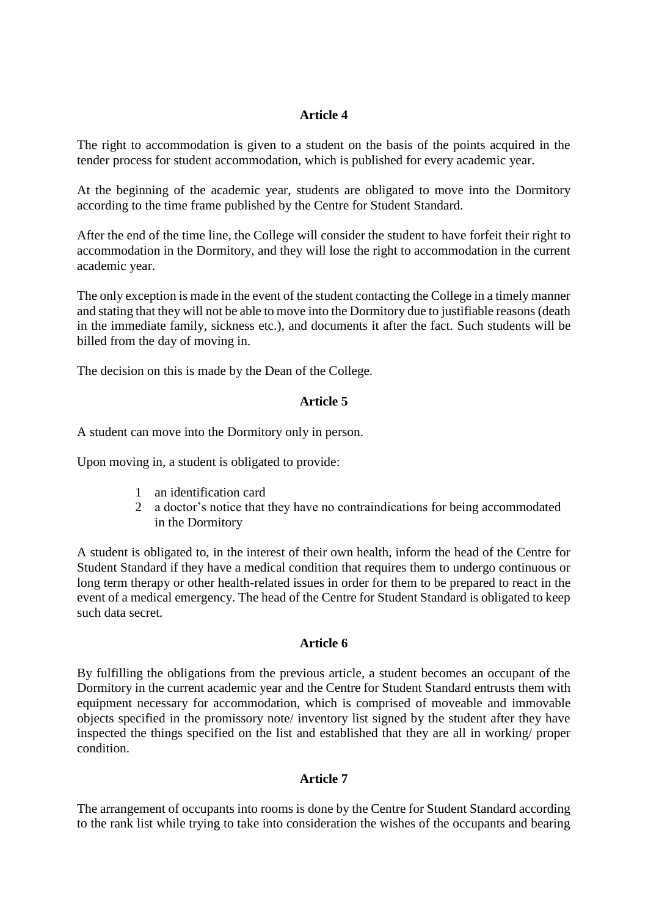## Article 4

The right to accommodation is given to a student on the basis of the points acquired in the tender process for student accommodation, which is published for every academic year.

At the beginning of the academic year, students are obligated to move into the Dormitory according to the time frame published by the Centre for Student Standard.

After the end of the time line, the College will consider the student to have forfeit their right to accommodation in the Dormitory, and they will lose the right to accommodation in the current academic year.

The only exception is made in the event of the student contacting the College in a timely manner and stating that they will not be able to move into the Dormitory due to justifiable reasons (death in the immediate family, sickness etc.), and documents it after the fact. Such students will be billed from the day of moving in.

The decision on this is made by the Dean of the College.

## Article 5

A student can move into the Dormitory only in person.

Upon moving in, a student is obligated to provide:

1. an identification card
2. a doctor's notice that they have no contraindications for being accommodated in the Dormitory

A student is obligated to, in the interest of their own health, inform the head of the Centre for Student Standard if they have a medical condition that requires them to undergo continuous or long term therapy or other health-related issues in order for them to be prepared to react in the event of a medical emergency. The head of the Centre for Student Standard is obligated to keep such data secret.

## Article 6

By fulfilling the obligations from the previous article, a student becomes an occupant of the Dormitory in the current academic year and the Centre for Student Standard entrusts them with equipment necessary for accommodation, which is comprised of moveable and immovable objects specified in the promissory note/ inventory list signed by the student after they have inspected the things specified on the list and established that they are all in working/ proper condition.

## Article 7

The arrangement of occupants into rooms is done by the Centre for Student Standard according to the rank list while trying to take into consideration the wishes of the occupants and bearing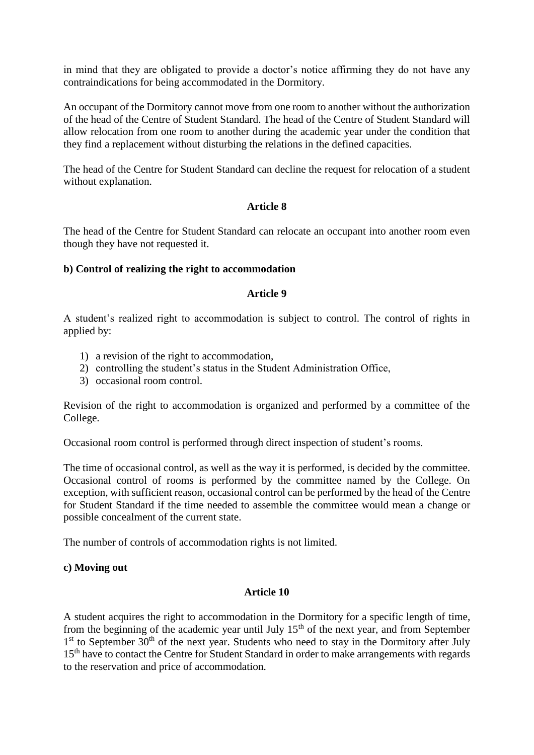in mind that they are obligated to provide a doctor's notice affirming they do not have any contraindications for being accommodated in the Dormitory.

An occupant of the Dormitory cannot move from one room to another without the authorization of the head of the Centre of Student Standard. The head of the Centre of Student Standard will allow relocation from one room to another during the academic year under the condition that they find a replacement without disturbing the relations in the defined capacities.

The head of the Centre for Student Standard can decline the request for relocation of a student without explanation.

**Article 8**

The head of the Centre for Student Standard can relocate an occupant into another room even though they have not requested it.

**b) Control of realizing the right to accommodation**

**Article 9**

A student's realized right to accommodation is subject to control. The control of rights in applied by:

1) a revision of the right to accommodation,
2) controlling the student's status in the Student Administration Office,
3) occasional room control.

Revision of the right to accommodation is organized and performed by a committee of the College.

Occasional room control is performed through direct inspection of student's rooms.

The time of occasional control, as well as the way it is performed, is decided by the committee. Occasional control of rooms is performed by the committee named by the College. On exception, with sufficient reason, occasional control can be performed by the head of the Centre for Student Standard if the time needed to assemble the committee would mean a change or possible concealment of the current state.

The number of controls of accommodation rights is not limited.

**c) Moving out**

**Article 10**

A student acquires the right to accommodation in the Dormitory for a specific length of time, from the beginning of the academic year until July 15th of the next year, and from September 1st to September 30th of the next year. Students who need to stay in the Dormitory after July 15th have to contact the Centre for Student Standard in order to make arrangements with regards to the reservation and price of accommodation.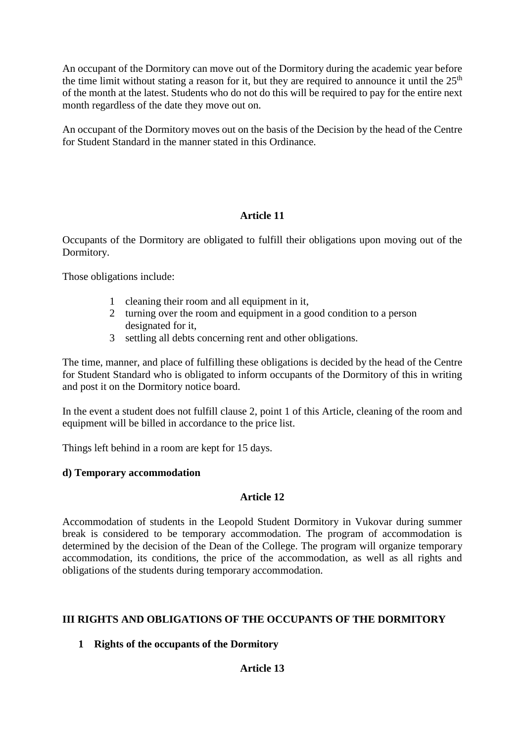An occupant of the Dormitory can move out of the Dormitory during the academic year before the time limit without stating a reason for it, but they are required to announce it until the 25th of the month at the latest. Students who do not do this will be required to pay for the entire next month regardless of the date they move out on.

An occupant of the Dormitory moves out on the basis of the Decision by the head of the Centre for Student Standard in the manner stated in this Ordinance.

**Article 11**

Occupants of the Dormitory are obligated to fulfill their obligations upon moving out of the Dormitory.

Those obligations include:

1. cleaning their room and all equipment in it,
2. turning over the room and equipment in a good condition to a person designated for it,
3. settling all debts concerning rent and other obligations.

The time, manner, and place of fulfilling these obligations is decided by the head of the Centre for Student Standard who is obligated to inform occupants of the Dormitory of this in writing and post it on the Dormitory notice board.

In the event a student does not fulfill clause 2, point 1 of this Article, cleaning of the room and equipment will be billed in accordance to the price list.

Things left behind in a room are kept for 15 days.

**d) Temporary accommodation**

**Article 12**

Accommodation of students in the Leopold Student Dormitory in Vukovar during summer break is considered to be temporary accommodation. The program of accommodation is determined by the decision of the Dean of the College. The program will organize temporary accommodation, its conditions, the price of the accommodation, as well as all rights and obligations of the students during temporary accommodation.

## III RIGHTS AND OBLIGATIONS OF THE OCCUPANTS OF THE DORMITORY

### 1 Rights of the occupants of the Dormitory

**Article 13**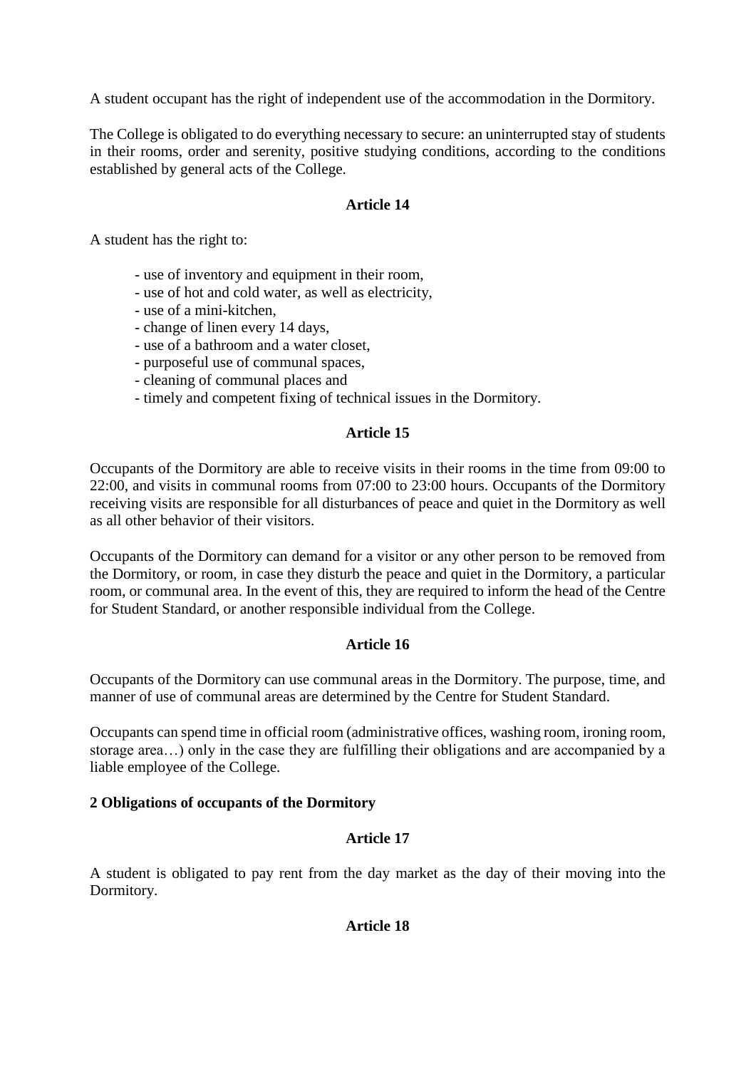A student occupant has the right of independent use of the accommodation in the Dormitory.

The College is obligated to do everything necessary to secure: an uninterrupted stay of students in their rooms, order and serenity, positive studying conditions, according to the conditions established by general acts of the College.

**Article 14**

A student has the right to:

- use of inventory and equipment in their room,
- use of hot and cold water, as well as electricity,
- use of a mini-kitchen,
- change of linen every 14 days,
- use of a bathroom and a water closet,
- purposeful use of communal spaces,
- cleaning of communal places and
- timely and competent fixing of technical issues in the Dormitory.

**Article 15**

Occupants of the Dormitory are able to receive visits in their rooms in the time from 09:00 to 22:00, and visits in communal rooms from 07:00 to 23:00 hours. Occupants of the Dormitory receiving visits are responsible for all disturbances of peace and quiet in the Dormitory as well as all other behavior of their visitors.

Occupants of the Dormitory can demand for a visitor or any other person to be removed from the Dormitory, or room, in case they disturb the peace and quiet in the Dormitory, a particular room, or communal area. In the event of this, they are required to inform the head of the Centre for Student Standard, or another responsible individual from the College.

**Article 16**

Occupants of the Dormitory can use communal areas in the Dormitory. The purpose, time, and manner of use of communal areas are determined by the Centre for Student Standard.

Occupants can spend time in official room (administrative offices, washing room, ironing room, storage area…) only in the case they are fulfilling their obligations and are accompanied by a liable employee of the College.

**2 Obligations of occupants of the Dormitory**

**Article 17**

A student is obligated to pay rent from the day market as the day of their moving into the Dormitory.

**Article 18**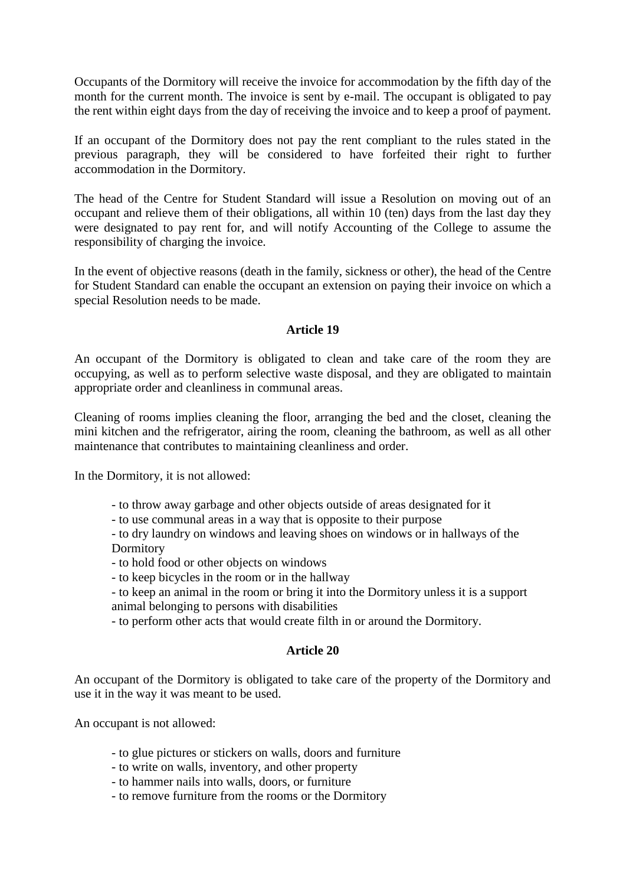Occupants of the Dormitory will receive the invoice for accommodation by the fifth day of the month for the current month. The invoice is sent by e-mail. The occupant is obligated to pay the rent within eight days from the day of receiving the invoice and to keep a proof of payment.

If an occupant of the Dormitory does not pay the rent compliant to the rules stated in the previous paragraph, they will be considered to have forfeited their right to further accommodation in the Dormitory.

The head of the Centre for Student Standard will issue a Resolution on moving out of an occupant and relieve them of their obligations, all within 10 (ten) days from the last day they were designated to pay rent for, and will notify Accounting of the College to assume the responsibility of charging the invoice.

In the event of objective reasons (death in the family, sickness or other), the head of the Centre for Student Standard can enable the occupant an extension on paying their invoice on which a special Resolution needs to be made.

### Article 19

An occupant of the Dormitory is obligated to clean and take care of the room they are occupying, as well as to perform selective waste disposal, and they are obligated to maintain appropriate order and cleanliness in communal areas.

Cleaning of rooms implies cleaning the floor, arranging the bed and the closet, cleaning the mini kitchen and the refrigerator, airing the room, cleaning the bathroom, as well as all other maintenance that contributes to maintaining cleanliness and order.

In the Dormitory, it is not allowed:

- to throw away garbage and other objects outside of areas designated for it
- to use communal areas in a way that is opposite to their purpose
- to dry laundry on windows and leaving shoes on windows or in hallways of the Dormitory
- to hold food or other objects on windows
- to keep bicycles in the room or in the hallway
- to keep an animal in the room or bring it into the Dormitory unless it is a support animal belonging to persons with disabilities
- to perform other acts that would create filth in or around the Dormitory.

### Article 20

An occupant of the Dormitory is obligated to take care of the property of the Dormitory and use it in the way it was meant to be used.

An occupant is not allowed:

- to glue pictures or stickers on walls, doors and furniture
- to write on walls, inventory, and other property
- to hammer nails into walls, doors, or furniture
- to remove furniture from the rooms or the Dormitory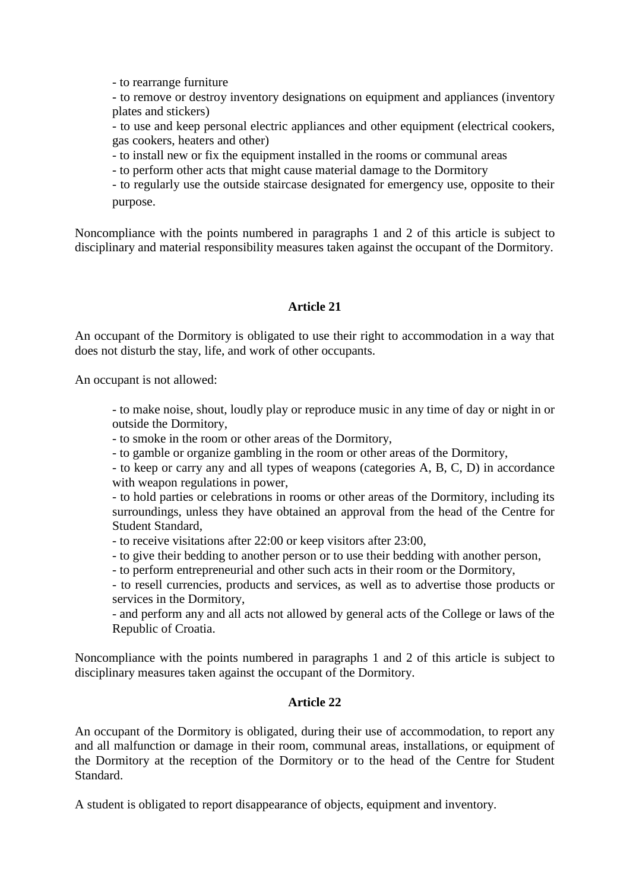- to rearrange furniture
- to remove or destroy inventory designations on equipment and appliances (inventory plates and stickers)
- to use and keep personal electric appliances and other equipment (electrical cookers, gas cookers, heaters and other)
- to install new or fix the equipment installed in the rooms or communal areas
- to perform other acts that might cause material damage to the Dormitory
- to regularly use the outside staircase designated for emergency use, opposite to their purpose.

Noncompliance with the points numbered in paragraphs 1 and 2 of this article is subject to disciplinary and material responsibility measures taken against the occupant of the Dormitory.

**Article 21**

An occupant of the Dormitory is obligated to use their right to accommodation in a way that does not disturb the stay, life, and work of other occupants.

An occupant is not allowed:

- to make noise, shout, loudly play or reproduce music in any time of day or night in or outside the Dormitory,
- to smoke in the room or other areas of the Dormitory,
- to gamble or organize gambling in the room or other areas of the Dormitory,
- to keep or carry any and all types of weapons (categories A, B, C, D) in accordance with weapon regulations in power,
- to hold parties or celebrations in rooms or other areas of the Dormitory, including its surroundings, unless they have obtained an approval from the head of the Centre for Student Standard,
- to receive visitations after 22:00 or keep visitors after 23:00,
- to give their bedding to another person or to use their bedding with another person,
- to perform entrepreneurial and other such acts in their room or the Dormitory,
- to resell currencies, products and services, as well as to advertise those products or services in the Dormitory,
- and perform any and all acts not allowed by general acts of the College or laws of the Republic of Croatia.

Noncompliance with the points numbered in paragraphs 1 and 2 of this article is subject to disciplinary measures taken against the occupant of the Dormitory.

**Article 22**

An occupant of the Dormitory is obligated, during their use of accommodation, to report any and all malfunction or damage in their room, communal areas, installations, or equipment of the Dormitory at the reception of the Dormitory or to the head of the Centre for Student Standard.

A student is obligated to report disappearance of objects, equipment and inventory.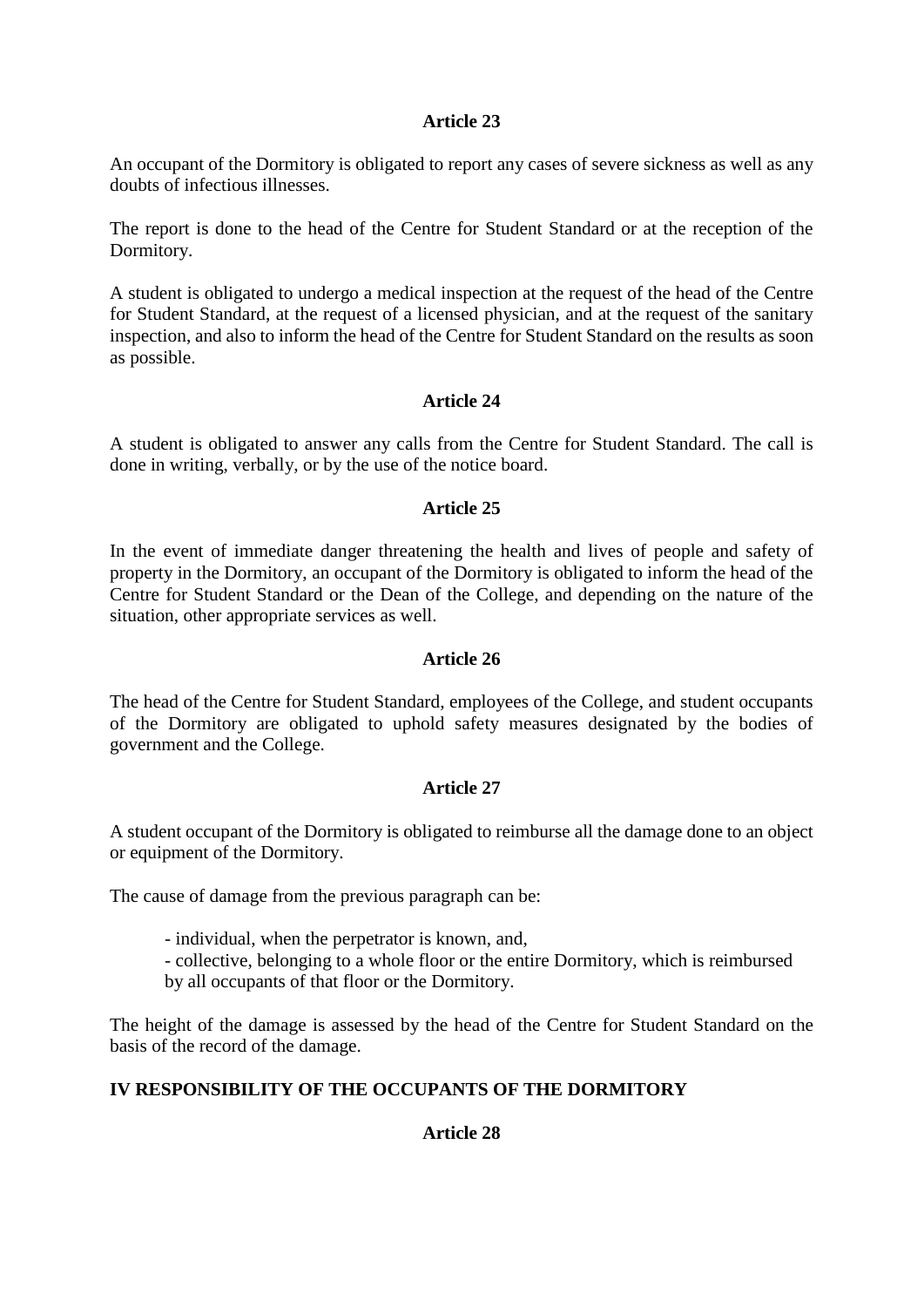### Article 23

An occupant of the Dormitory is obligated to report any cases of severe sickness as well as any doubts of infectious illnesses.

The report is done to the head of the Centre for Student Standard or at the reception of the Dormitory.

A student is obligated to undergo a medical inspection at the request of the head of the Centre for Student Standard, at the request of a licensed physician, and at the request of the sanitary inspection, and also to inform the head of the Centre for Student Standard on the results as soon as possible.

### Article 24

A student is obligated to answer any calls from the Centre for Student Standard. The call is done in writing, verbally, or by the use of the notice board.

### Article 25

In the event of immediate danger threatening the health and lives of people and safety of property in the Dormitory, an occupant of the Dormitory is obligated to inform the head of the Centre for Student Standard or the Dean of the College, and depending on the nature of the situation, other appropriate services as well.

### Article 26

The head of the Centre for Student Standard, employees of the College, and student occupants of the Dormitory are obligated to uphold safety measures designated by the bodies of government and the College.

### Article 27

A student occupant of the Dormitory is obligated to reimburse all the damage done to an object or equipment of the Dormitory.

The cause of damage from the previous paragraph can be:

- individual, when the perpetrator is known, and,
- collective, belonging to a whole floor or the entire Dormitory, which is reimbursed by all occupants of that floor or the Dormitory.

The height of the damage is assessed by the head of the Centre for Student Standard on the basis of the record of the damage.

## IV RESPONSIBILITY OF THE OCCUPANTS OF THE DORMITORY

### Article 28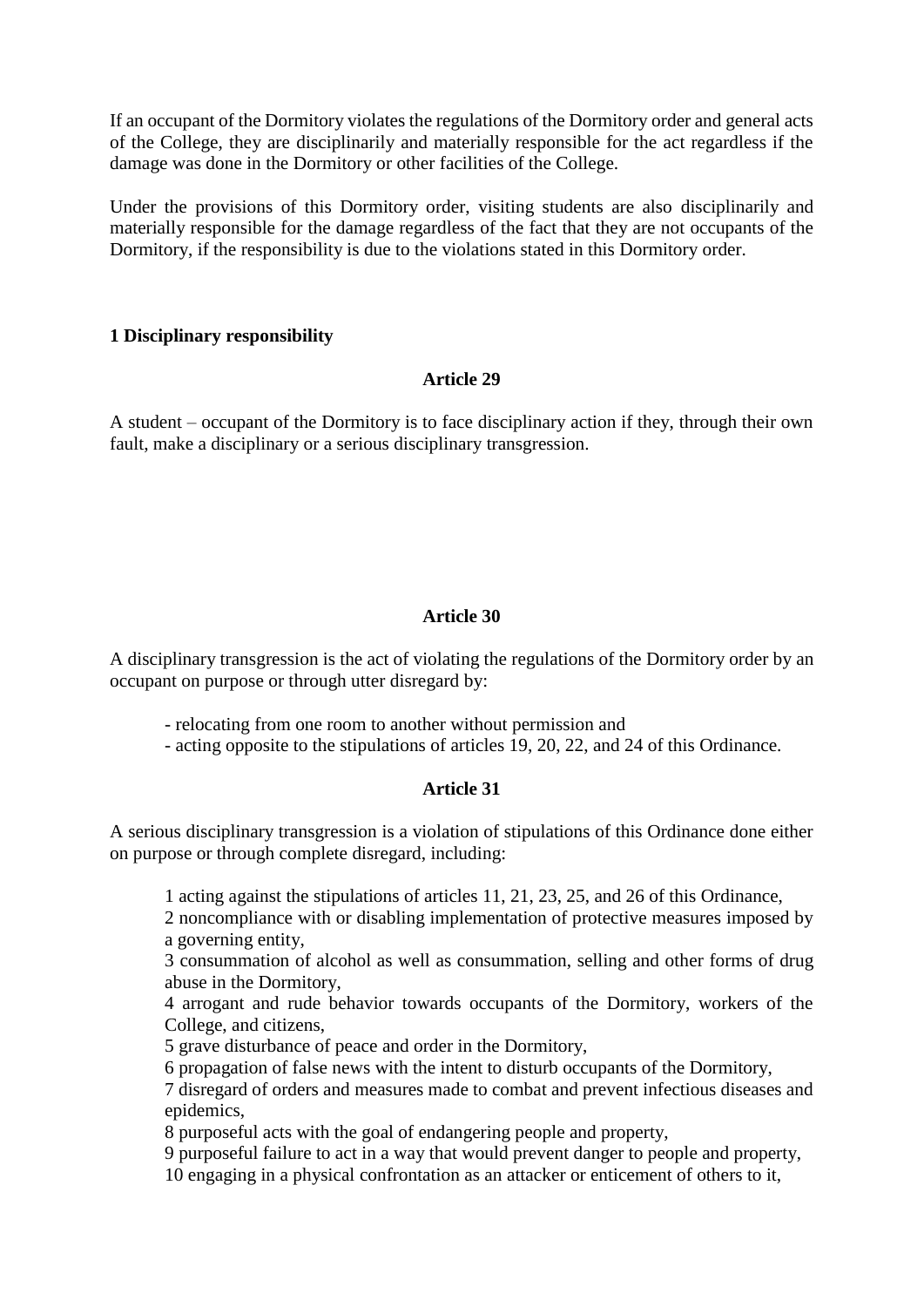If an occupant of the Dormitory violates the regulations of the Dormitory order and general acts of the College, they are disciplinarily and materially responsible for the act regardless if the damage was done in the Dormitory or other facilities of the College.

Under the provisions of this Dormitory order, visiting students are also disciplinarily and materially responsible for the damage regardless of the fact that they are not occupants of the Dormitory, if the responsibility is due to the violations stated in this Dormitory order.

### 1 Disciplinary responsibility

#### Article 29

A student – occupant of the Dormitory is to face disciplinary action if they, through their own fault, make a disciplinary or a serious disciplinary transgression.

#### Article 30

A disciplinary transgression is the act of violating the regulations of the Dormitory order by an occupant on purpose or through utter disregard by:

- relocating from one room to another without permission and
- acting opposite to the stipulations of articles 19, 20, 22, and 24 of this Ordinance.

#### Article 31

A serious disciplinary transgression is a violation of stipulations of this Ordinance done either on purpose or through complete disregard, including:

1 acting against the stipulations of articles 11, 21, 23, 25, and 26 of this Ordinance,
2 noncompliance with or disabling implementation of protective measures imposed by a governing entity,
3 consummation of alcohol as well as consummation, selling and other forms of drug abuse in the Dormitory,
4 arrogant and rude behavior towards occupants of the Dormitory, workers of the College, and citizens,
5 grave disturbance of peace and order in the Dormitory,
6 propagation of false news with the intent to disturb occupants of the Dormitory,
7 disregard of orders and measures made to combat and prevent infectious diseases and epidemics,
8 purposeful acts with the goal of endangering people and property,
9 purposeful failure to act in a way that would prevent danger to people and property,
10 engaging in a physical confrontation as an attacker or enticement of others to it,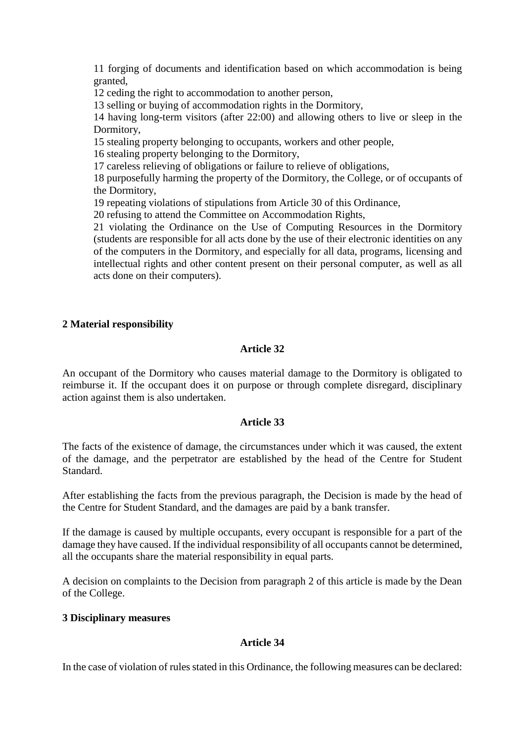11 forging of documents and identification based on which accommodation is being granted,

12 ceding the right to accommodation to another person,

13 selling or buying of accommodation rights in the Dormitory,

14 having long-term visitors (after 22:00) and allowing others to live or sleep in the Dormitory,

15 stealing property belonging to occupants, workers and other people,

16 stealing property belonging to the Dormitory,

17 careless relieving of obligations or failure to relieve of obligations,

18 purposefully harming the property of the Dormitory, the College, or of occupants of the Dormitory,

19 repeating violations of stipulations from Article 30 of this Ordinance,

20 refusing to attend the Committee on Accommodation Rights,

21 violating the Ordinance on the Use of Computing Resources in the Dormitory (students are responsible for all acts done by the use of their electronic identities on any of the computers in the Dormitory, and especially for all data, programs, licensing and intellectual rights and other content present on their personal computer, as well as all acts done on their computers).

### 2 Material responsibility

#### Article 32

An occupant of the Dormitory who causes material damage to the Dormitory is obligated to reimburse it. If the occupant does it on purpose or through complete disregard, disciplinary action against them is also undertaken.

#### Article 33

The facts of the existence of damage, the circumstances under which it was caused, the extent of the damage, and the perpetrator are established by the head of the Centre for Student Standard.

After establishing the facts from the previous paragraph, the Decision is made by the head of the Centre for Student Standard, and the damages are paid by a bank transfer.

If the damage is caused by multiple occupants, every occupant is responsible for a part of the damage they have caused. If the individual responsibility of all occupants cannot be determined, all the occupants share the material responsibility in equal parts.

A decision on complaints to the Decision from paragraph 2 of this article is made by the Dean of the College.

### 3 Disciplinary measures

#### Article 34

In the case of violation of rules stated in this Ordinance, the following measures can be declared: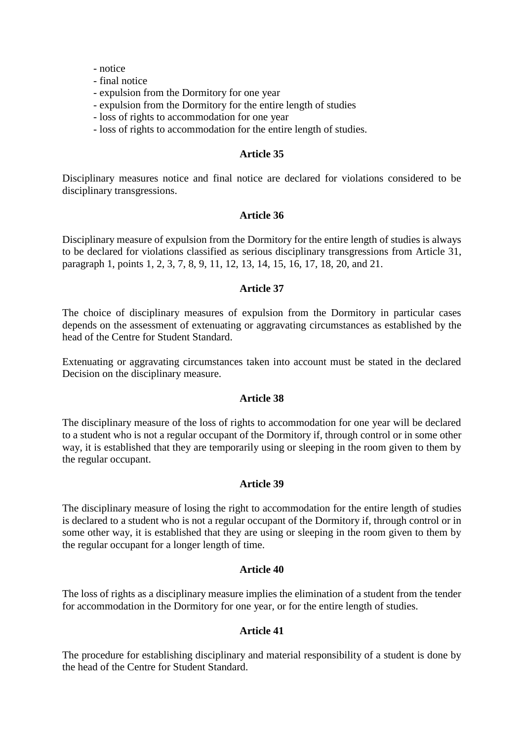- notice
- final notice
- expulsion from the Dormitory for one year
- expulsion from the Dormitory for the entire length of studies
- loss of rights to accommodation for one year
- loss of rights to accommodation for the entire length of studies.

**Article 35**

Disciplinary measures notice and final notice are declared for violations considered to be disciplinary transgressions.

**Article 36**

Disciplinary measure of expulsion from the Dormitory for the entire length of studies is always to be declared for violations classified as serious disciplinary transgressions from Article 31, paragraph 1, points 1, 2, 3, 7, 8, 9, 11, 12, 13, 14, 15, 16, 17, 18, 20, and 21.

**Article 37**

The choice of disciplinary measures of expulsion from the Dormitory in particular cases depends on the assessment of extenuating or aggravating circumstances as established by the head of the Centre for Student Standard.

Extenuating or aggravating circumstances taken into account must be stated in the declared Decision on the disciplinary measure.

**Article 38**

The disciplinary measure of the loss of rights to accommodation for one year will be declared to a student who is not a regular occupant of the Dormitory if, through control or in some other way, it is established that they are temporarily using or sleeping in the room given to them by the regular occupant.

**Article 39**

The disciplinary measure of losing the right to accommodation for the entire length of studies is declared to a student who is not a regular occupant of the Dormitory if, through control or in some other way, it is established that they are using or sleeping in the room given to them by the regular occupant for a longer length of time.

**Article 40**

The loss of rights as a disciplinary measure implies the elimination of a student from the tender for accommodation in the Dormitory for one year, or for the entire length of studies.

**Article 41**

The procedure for establishing disciplinary and material responsibility of a student is done by the head of the Centre for Student Standard.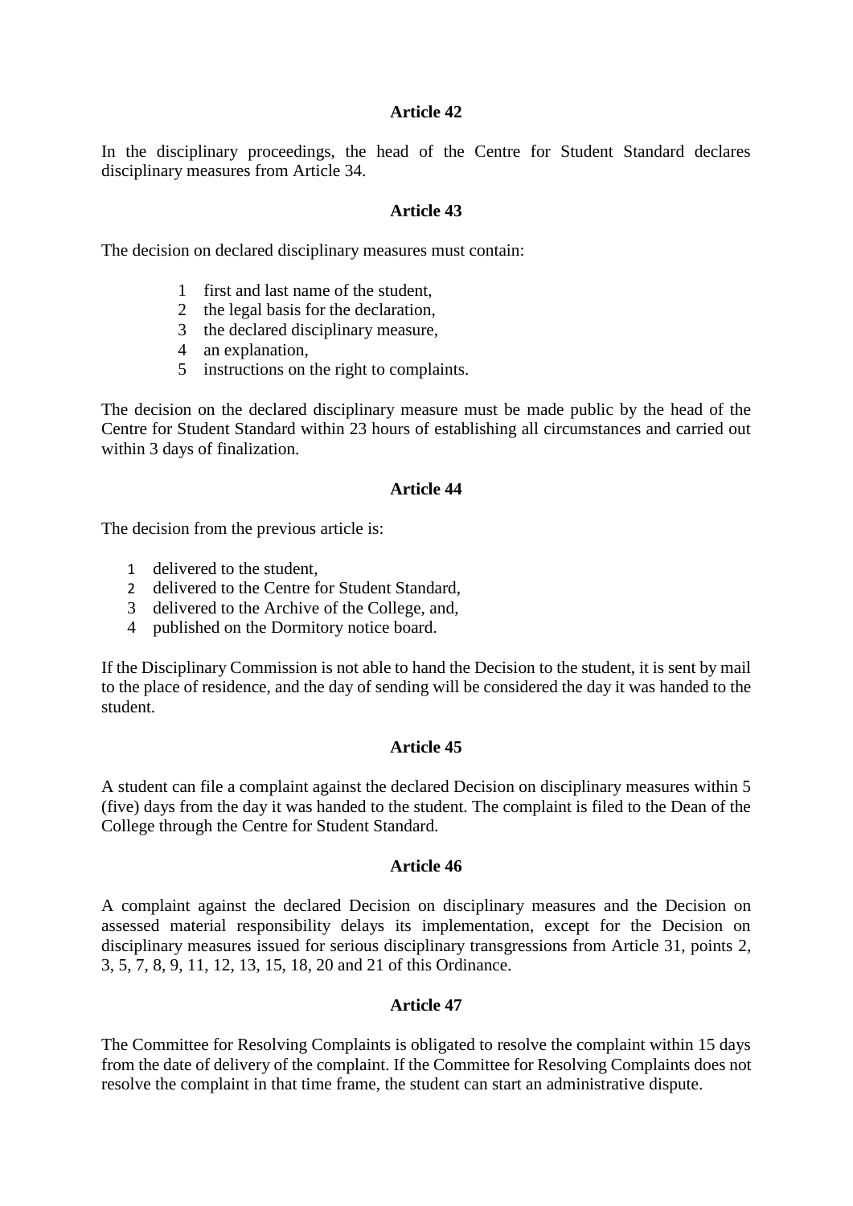### Article 42

In the disciplinary proceedings, the head of the Centre for Student Standard declares disciplinary measures from Article 34.

### Article 43

The decision on declared disciplinary measures must contain:

1. first and last name of the student,
2. the legal basis for the declaration,
3. the declared disciplinary measure,
4. an explanation,
5. instructions on the right to complaints.

The decision on the declared disciplinary measure must be made public by the head of the Centre for Student Standard within 23 hours of establishing all circumstances and carried out within 3 days of finalization.

### Article 44

The decision from the previous article is:

1. delivered to the student,
2. delivered to the Centre for Student Standard,
3. delivered to the Archive of the College, and,
4. published on the Dormitory notice board.

If the Disciplinary Commission is not able to hand the Decision to the student, it is sent by mail to the place of residence, and the day of sending will be considered the day it was handed to the student.

### Article 45

A student can file a complaint against the declared Decision on disciplinary measures within 5 (five) days from the day it was handed to the student. The complaint is filed to the Dean of the College through the Centre for Student Standard.

### Article 46

A complaint against the declared Decision on disciplinary measures and the Decision on assessed material responsibility delays its implementation, except for the Decision on disciplinary measures issued for serious disciplinary transgressions from Article 31, points 2, 3, 5, 7, 8, 9, 11, 12, 13, 15, 18, 20 and 21 of this Ordinance.

### Article 47

The Committee for Resolving Complaints is obligated to resolve the complaint within 15 days from the date of delivery of the complaint. If the Committee for Resolving Complaints does not resolve the complaint in that time frame, the student can start an administrative dispute.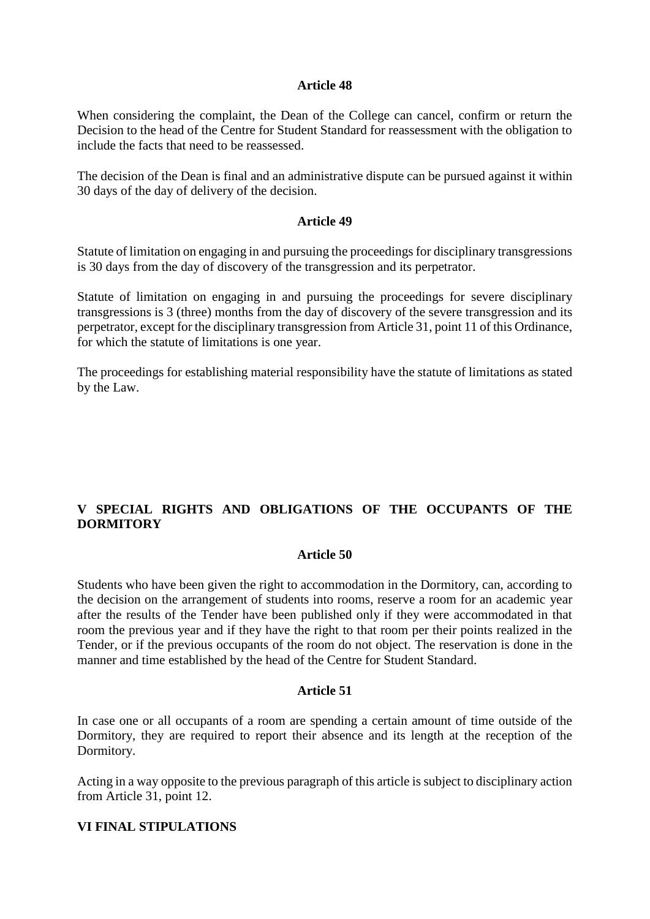### Article 48

When considering the complaint, the Dean of the College can cancel, confirm or return the Decision to the head of the Centre for Student Standard for reassessment with the obligation to include the facts that need to be reassessed.

The decision of the Dean is final and an administrative dispute can be pursued against it within 30 days of the day of delivery of the decision.

### Article 49

Statute of limitation on engaging in and pursuing the proceedings for disciplinary transgressions is 30 days from the day of discovery of the transgression and its perpetrator.

Statute of limitation on engaging in and pursuing the proceedings for severe disciplinary transgressions is 3 (three) months from the day of discovery of the severe transgression and its perpetrator, except for the disciplinary transgression from Article 31, point 11 of this Ordinance, for which the statute of limitations is one year.

The proceedings for establishing material responsibility have the statute of limitations as stated by the Law.

## V SPECIAL RIGHTS AND OBLIGATIONS OF THE OCCUPANTS OF THE DORMITORY

### Article 50

Students who have been given the right to accommodation in the Dormitory, can, according to the decision on the arrangement of students into rooms, reserve a room for an academic year after the results of the Tender have been published only if they were accommodated in that room the previous year and if they have the right to that room per their points realized in the Tender, or if the previous occupants of the room do not object. The reservation is done in the manner and time established by the head of the Centre for Student Standard.

### Article 51

In case one or all occupants of a room are spending a certain amount of time outside of the Dormitory, they are required to report their absence and its length at the reception of the Dormitory.

Acting in a way opposite to the previous paragraph of this article is subject to disciplinary action from Article 31, point 12.

## VI FINAL STIPULATIONS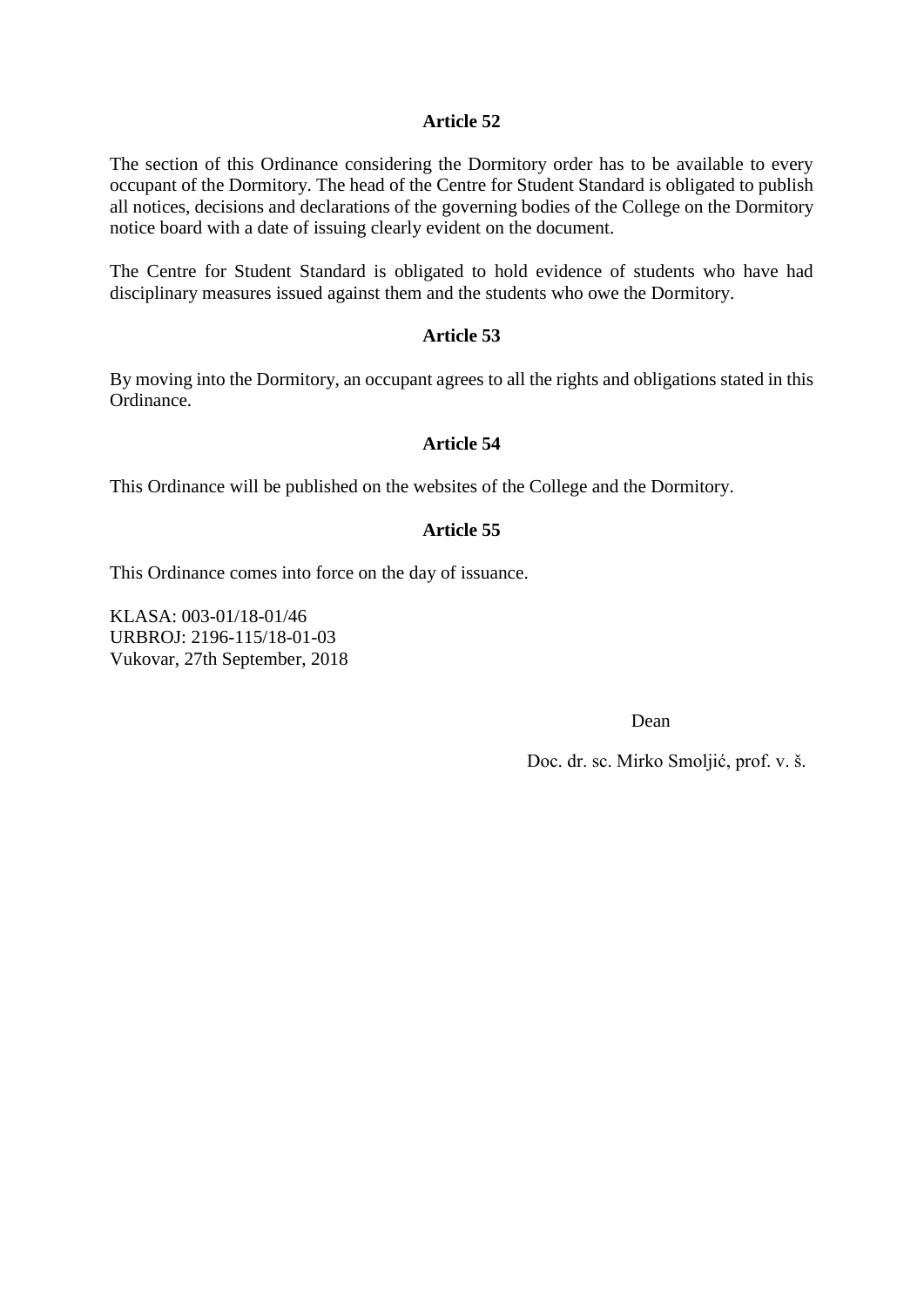**Article 52**

The section of this Ordinance considering the Dormitory order has to be available to every occupant of the Dormitory. The head of the Centre for Student Standard is obligated to publish all notices, decisions and declarations of the governing bodies of the College on the Dormitory notice board with a date of issuing clearly evident on the document.

The Centre for Student Standard is obligated to hold evidence of students who have had disciplinary measures issued against them and the students who owe the Dormitory.

**Article 53**

By moving into the Dormitory, an occupant agrees to all the rights and obligations stated in this Ordinance.

**Article 54**

This Ordinance will be published on the websites of the College and the Dormitory.

**Article 55**

This Ordinance comes into force on the day of issuance.

KLASA: 003-01/18-01/46
URBROJ: 2196-115/18-01-03
Vukovar, 27th September, 2018

Dean

Doc. dr. sc. Mirko Smoljić, prof. v. š.